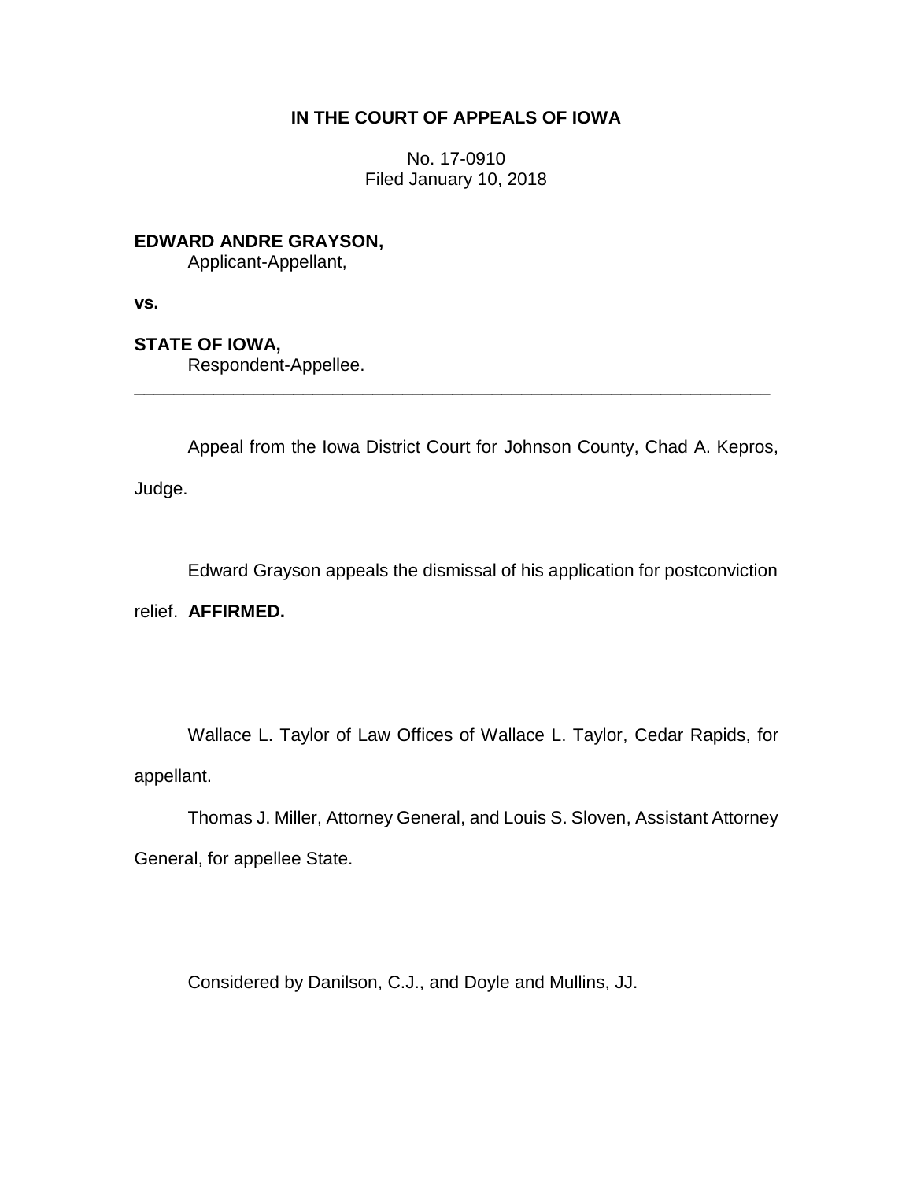**IN THE COURT OF APPEALS OF IOWA**

No. 17-0910
Filed January 10, 2018

**EDWARD ANDRE GRAYSON,**
Applicant-Appellant,

**vs.**

**STATE OF IOWA,**
Respondent-Appellee.

---

Appeal from the Iowa District Court for Johnson County, Chad A. Kepros, Judge.

Edward Grayson appeals the dismissal of his application for postconviction relief. **AFFIRMED.**

Wallace L. Taylor of Law Offices of Wallace L. Taylor, Cedar Rapids, for appellant.

Thomas J. Miller, Attorney General, and Louis S. Sloven, Assistant Attorney General, for appellee State.

Considered by Danilson, C.J., and Doyle and Mullins, JJ.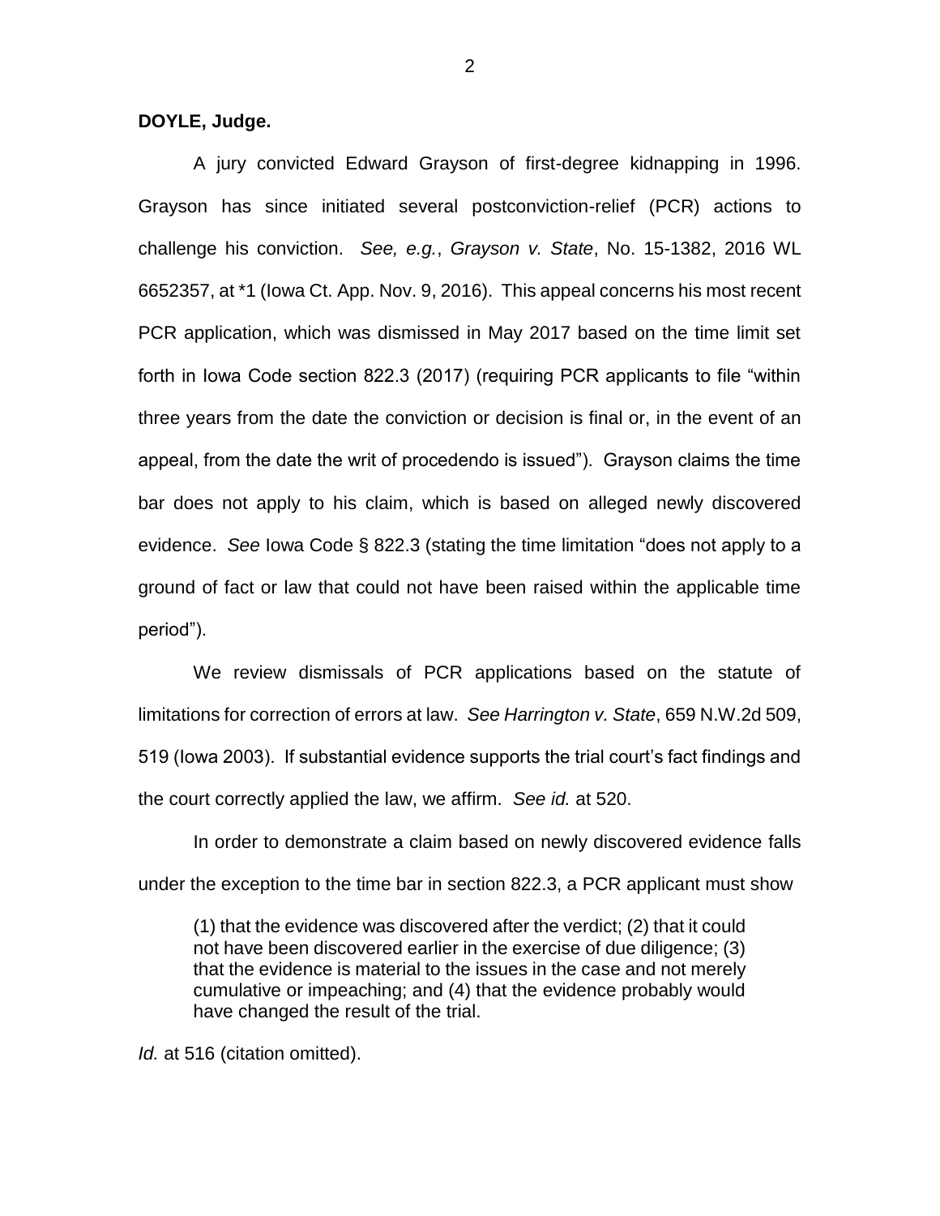**DOYLE, Judge.**

A jury convicted Edward Grayson of first-degree kidnapping in 1996. Grayson has since initiated several postconviction-relief (PCR) actions to challenge his conviction. *See, e.g.*, *Grayson v. State*, No. 15-1382, 2016 WL 6652357, at *1 (Iowa Ct. App. Nov. 9, 2016). This appeal concerns his most recent PCR application, which was dismissed in May 2017 based on the time limit set forth in Iowa Code section 822.3 (2017) (requiring PCR applicants to file "within three years from the date the conviction or decision is final or, in the event of an appeal, from the date the writ of procedendo is issued"). Grayson claims the time bar does not apply to his claim, which is based on alleged newly discovered evidence. *See* Iowa Code § 822.3 (stating the time limitation "does not apply to a ground of fact or law that could not have been raised within the applicable time period").

We review dismissals of PCR applications based on the statute of limitations for correction of errors at law. *See Harrington v. State*, 659 N.W.2d 509, 519 (Iowa 2003). If substantial evidence supports the trial court's fact findings and the court correctly applied the law, we affirm. *See id.* at 520.

In order to demonstrate a claim based on newly discovered evidence falls under the exception to the time bar in section 822.3, a PCR applicant must show

> (1) that the evidence was discovered after the verdict; (2) that it could not have been discovered earlier in the exercise of due diligence; (3) that the evidence is material to the issues in the case and not merely cumulative or impeaching; and (4) that the evidence probably would have changed the result of the trial.

*Id.* at 516 (citation omitted).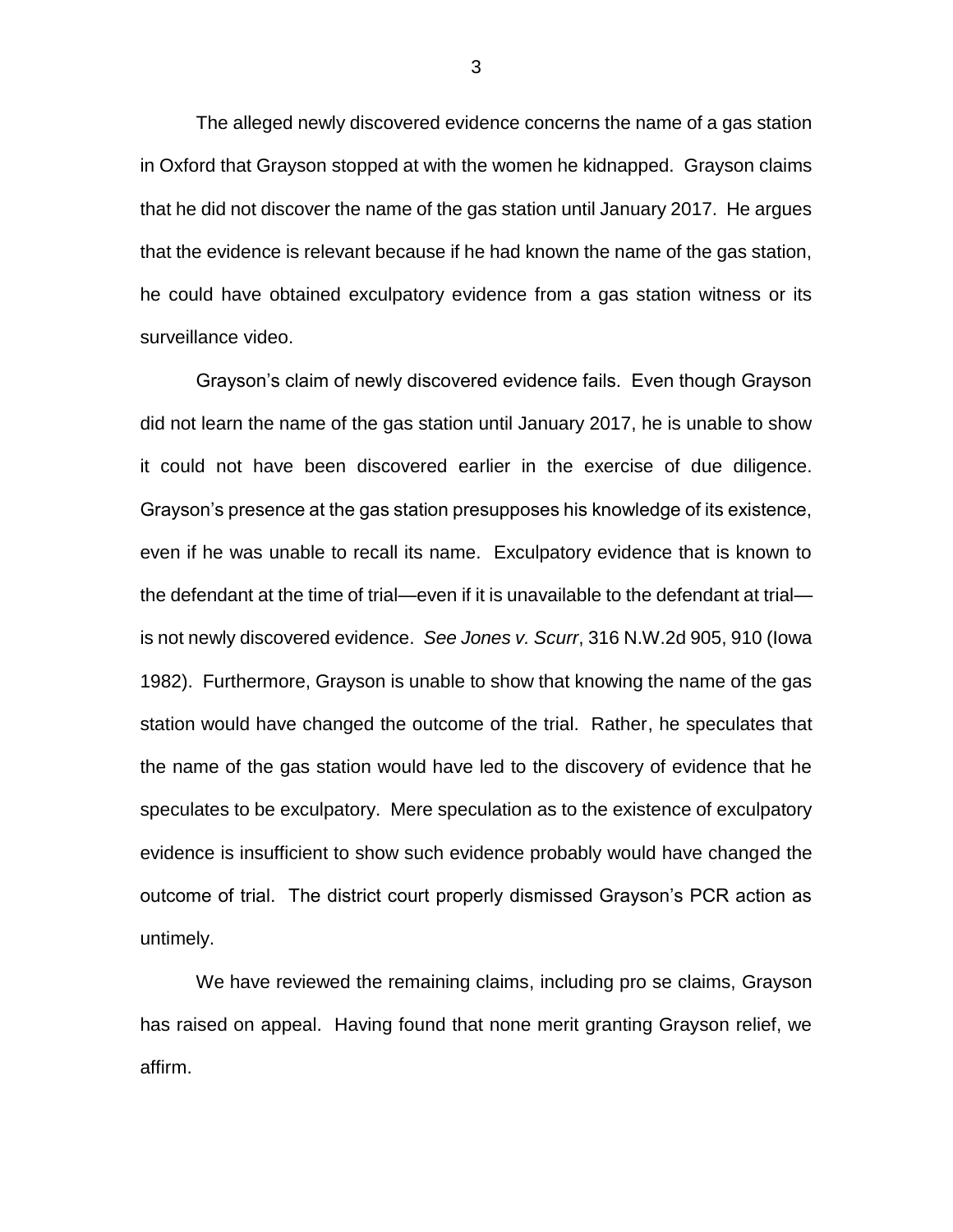The alleged newly discovered evidence concerns the name of a gas station in Oxford that Grayson stopped at with the women he kidnapped. Grayson claims that he did not discover the name of the gas station until January 2017. He argues that the evidence is relevant because if he had known the name of the gas station, he could have obtained exculpatory evidence from a gas station witness or its surveillance video.

Grayson's claim of newly discovered evidence fails. Even though Grayson did not learn the name of the gas station until January 2017, he is unable to show it could not have been discovered earlier in the exercise of due diligence. Grayson's presence at the gas station presupposes his knowledge of its existence, even if he was unable to recall its name. Exculpatory evidence that is known to the defendant at the time of trial—even if it is unavailable to the defendant at trial—is not newly discovered evidence. *See Jones v. Scurr*, 316 N.W.2d 905, 910 (Iowa 1982). Furthermore, Grayson is unable to show that knowing the name of the gas station would have changed the outcome of the trial. Rather, he speculates that the name of the gas station would have led to the discovery of evidence that he speculates to be exculpatory. Mere speculation as to the existence of exculpatory evidence is insufficient to show such evidence probably would have changed the outcome of trial. The district court properly dismissed Grayson's PCR action as untimely.

We have reviewed the remaining claims, including pro se claims, Grayson has raised on appeal. Having found that none merit granting Grayson relief, we affirm.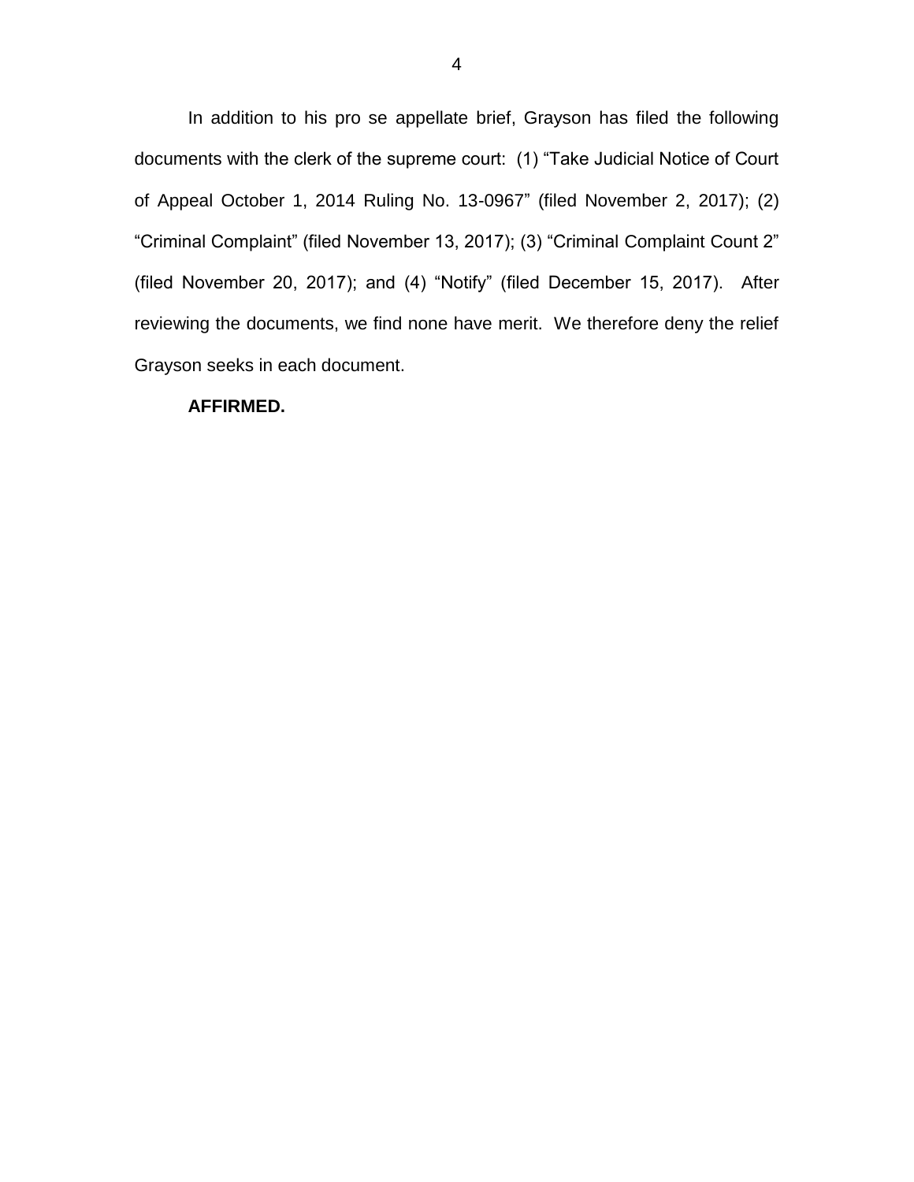In addition to his pro se appellate brief, Grayson has filed the following documents with the clerk of the supreme court: (1) "Take Judicial Notice of Court of Appeal October 1, 2014 Ruling No. 13-0967" (filed November 2, 2017); (2) "Criminal Complaint" (filed November 13, 2017); (3) "Criminal Complaint Count 2" (filed November 20, 2017); and (4) "Notify" (filed December 15, 2017). After reviewing the documents, we find none have merit. We therefore deny the relief Grayson seeks in each document.

**AFFIRMED.**